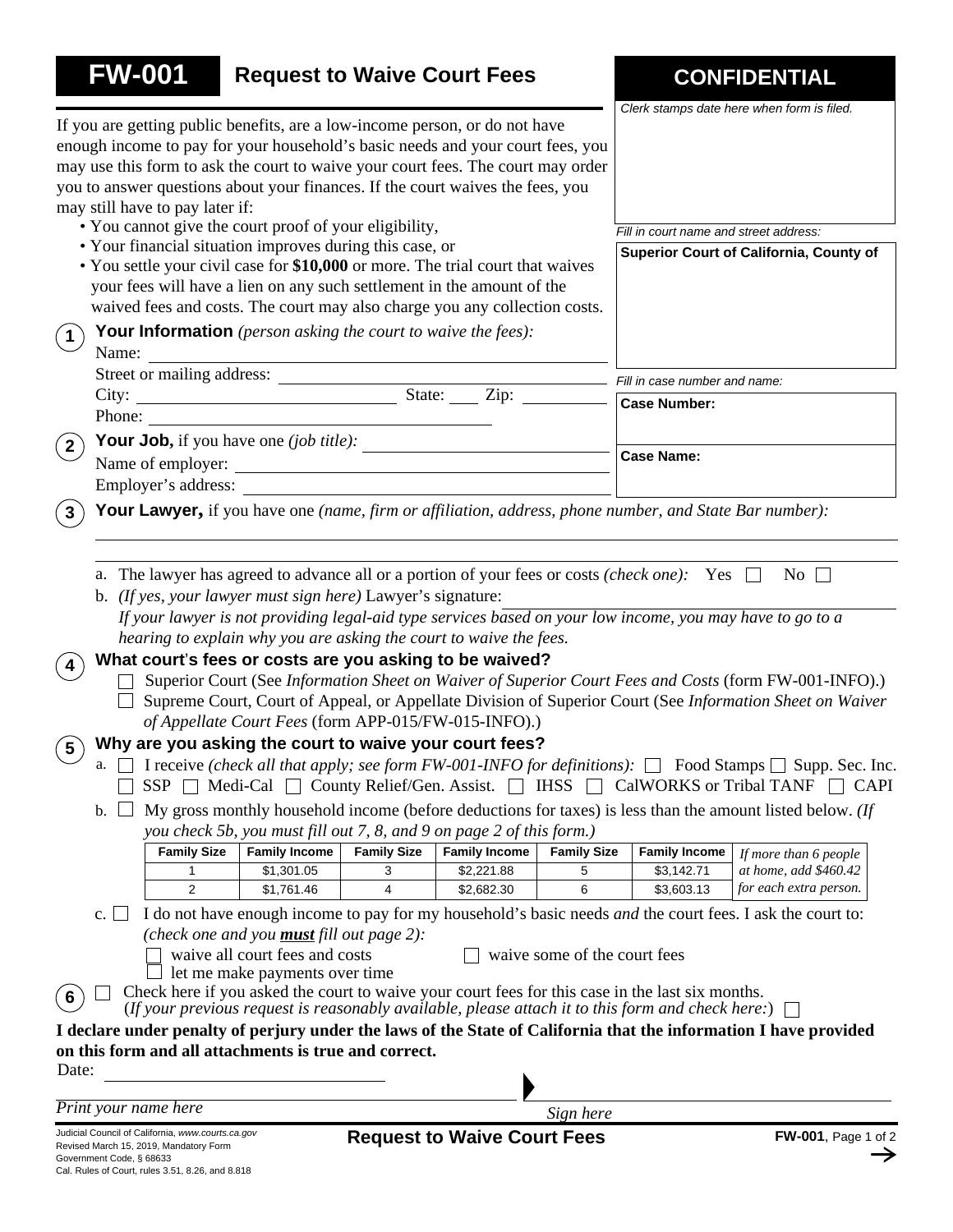# FW-001 Request to Waive Court Fees

**CONFIDENTIAL**

*Clerk stamps date here when form is filed.*

*Fill in court name and street address:*

**Superior Court of California, County of**

*Fill in case number and name:*

**Case Number:**

**Case Name:**

If you are getting public benefits, are a low-income person, or do not have enough income to pay for your household's basic needs and your court fees, you may use this form to ask the court to waive your court fees. The court may order you to answer questions about your finances. If the court waives the fees, you may still have to pay later if:

- You cannot give the court proof of your eligibility,
- Your financial situation improves during this case, or
- You settle your civil case for **$10,000** or more. The trial court that waives your fees will have a lien on any such settlement in the amount of the waived fees and costs. The court may also charge you any collection costs.

**1 Your Information** *(person asking the court to waive the fees):*

Name: ______

Street or mailing address: ______

City: ______ State: ____ Zip: ______

Phone: ______

**2 Your Job,** if you have one *(job title):* ______

Name of employer: ______

Employer's address: ______

**3 Your Lawyer,** if you have one *(name, firm or affiliation, address, phone number, and State Bar number):*

______

a. The lawyer has agreed to advance all or a portion of your fees or costs *(check one):* Yes ☐ No ☐

b. *(If yes, your lawyer must sign here)* Lawyer's signature: ______

*If your lawyer is not providing legal-aid type services based on your low income, you may have to go to a hearing to explain why you are asking the court to waive the fees.*

**4 What court's fees or costs are you asking to be waived?**

☐ Superior Court (See *Information Sheet on Waiver of Superior Court Fees and Costs* (form FW-001-INFO).)

☐ Supreme Court, Court of Appeal, or Appellate Division of Superior Court (See *Information Sheet on Waiver of Appellate Court Fees* (form APP-015/FW-015-INFO).)

**5 Why are you asking the court to waive your court fees?**

a. ☐ I receive *(check all that apply; see form FW-001-INFO for definitions):* ☐ Food Stamps ☐ Supp. Sec. Inc. ☐ SSP ☐ Medi-Cal ☐ County Relief/Gen. Assist. ☐ IHSS ☐ CalWORKS or Tribal TANF ☐ CAPI

b. ☐ My gross monthly household income (before deductions for taxes) is less than the amount listed below. *(If you check 5b, you must fill out 7, 8, and 9 on page 2 of this form.)*

| Family Size | Family Income | Family Size | Family Income | Family Size | Family Income | |
|---|---|---|---|---|---|---|
| 1 | $1,301.05 | 3 | $2,221.88 | 5 | $3,142.71 | *If more than 6 people at home, add $460.42 for each extra person.* |
| 2 | $1,761.46 | 4 | $2,682.30 | 6 | $3,603.13 | |

c. ☐ I do not have enough income to pay for my household's basic needs *and* the court fees. I ask the court to: *(check one and you **must** fill out page 2):*

☐ waive all court fees and costs ☐ waive some of the court fees

☐ let me make payments over time

**6** ☐ Check here if you asked the court to waive your court fees for this case in the last six months. (*If your previous request is reasonably available, please attach it to this form and check here:*) ☐

**I declare under penalty of perjury under the laws of the State of California that the information I have provided on this form and all attachments is true and correct.**

Date: ______

______
*Print your name here*

______
*Sign here*

Judicial Council of California, *www.courts.ca.gov*
Revised March 15, 2019, Mandatory Form
Government Code, § 68633
Cal. Rules of Court, rules 3.51, 8.26, and 8.818

**Request to Waive Court Fees**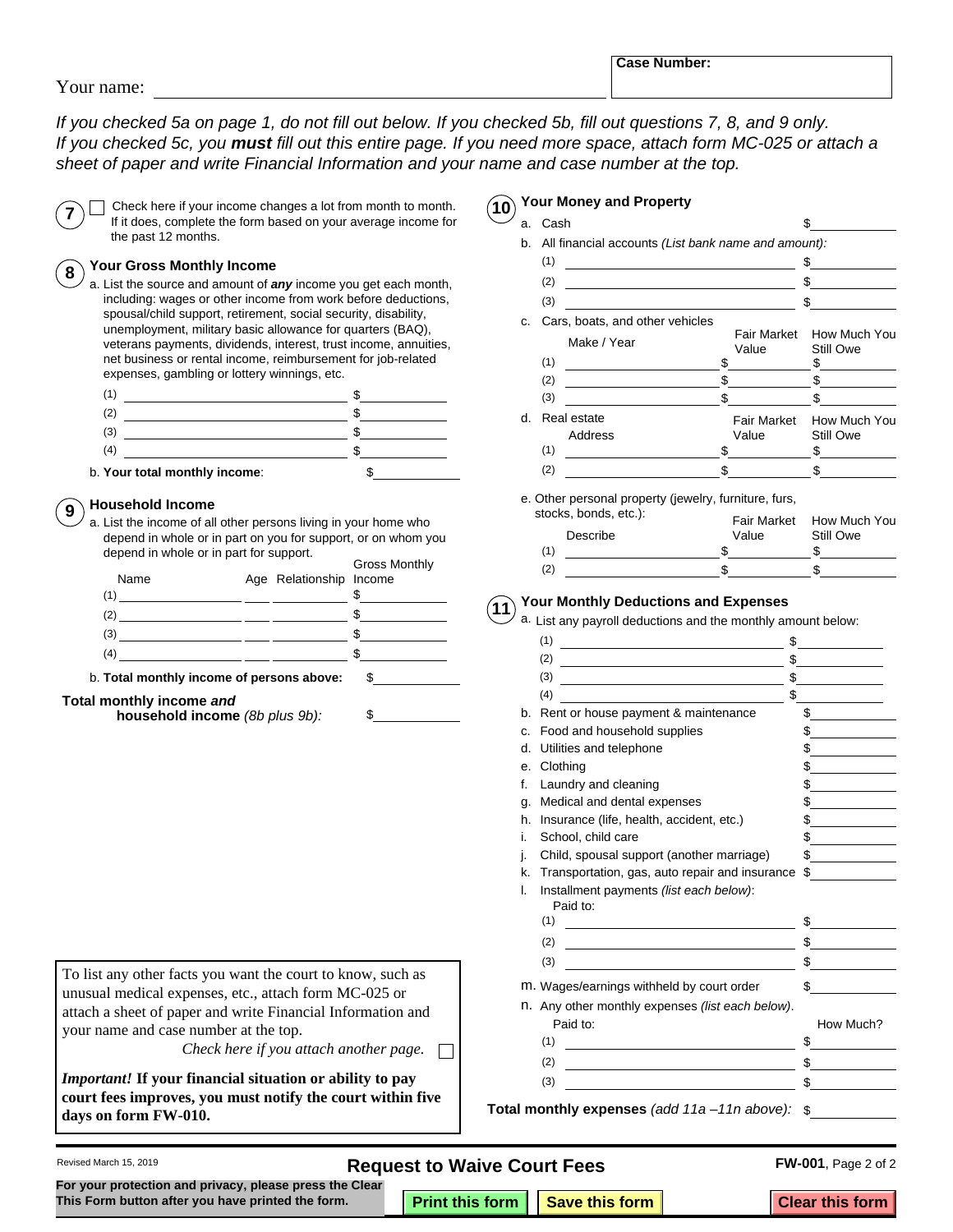Your name: ______________________________

**Case Number:**

*If you checked 5a on page 1, do not fill out below. If you checked 5b, fill out questions 7, 8, and 9 only. If you checked 5c, you **must** fill out this entire page. If you need more space, attach form MC-025 or attach a sheet of paper and write Financial Information and your name and case number at the top.*

**7** ☐ Check here if your income changes a lot from month to month. If it does, complete the form based on your average income for the past 12 months.

**8 Your Gross Monthly Income**

a. List the source and amount of ***any*** income you get each month, including: wages or other income from work before deductions, spousal/child support, retirement, social security, disability, unemployment, military basic allowance for quarters (BAQ), veterans payments, dividends, interest, trust income, annuities, net business or rental income, reimbursement for job-related expenses, gambling or lottery winnings, etc.

(1) ______________________ $________
(2) ______________________ $________
(3) ______________________ $________
(4) ______________________ $________

b. **Your total monthly income**: $________

**9 Household Income**

a. List the income of all other persons living in your home who depend in whole or in part on you for support, or on whom you depend in whole or in part for support.

| | Name | Age | Relationship | Gross Monthly Income |
|---|---|---|---|---|
| (1) | | | | $ |
| (2) | | | | $ |
| (3) | | | | $ |
| (4) | | | | $ |

b. **Total monthly income of persons above:** $________

**Total monthly income *and* household income** *(8b plus 9b)*: $________

**10 Your Money and Property**

a. Cash $________

b. All financial accounts *(List bank name and amount)*:

(1) ______________________ $________
(2) ______________________ $________
(3) ______________________ $________

c. Cars, boats, and other vehicles

| | Make / Year | Fair Market Value | How Much You Still Owe |
|---|---|---|---|
| (1) | | $ | $ |
| (2) | | $ | $ |
| (3) | | $ | $ |

d. Real estate

| | Address | Fair Market Value | How Much You Still Owe |
|---|---|---|---|
| (1) | | $ | $ |
| (2) | | $ | $ |

e. Other personal property (jewelry, furniture, furs, stocks, bonds, etc.):

| | Describe | Fair Market Value | How Much You Still Owe |
|---|---|---|---|
| (1) | | $ | $ |
| (2) | | $ | $ |

**11 Your Monthly Deductions and Expenses**

a. List any payroll deductions and the monthly amount below:

(1) ______________________ $________
(2) ______________________ $________
(3) ______________________ $________
(4) ______________________ $________

b. Rent or house payment & maintenance $________
c. Food and household supplies $________
d. Utilities and telephone $________
e. Clothing $________
f. Laundry and cleaning $________
g. Medical and dental expenses $________
h. Insurance (life, health, accident, etc.) $________
i. School, child care $________
j. Child, spousal support (another marriage) $________
k. Transportation, gas, auto repair and insurance $________
l. Installment payments *(list each below)*:

Paid to:
(1) ______________________ $________
(2) ______________________ $________
(3) ______________________ $________

m. Wages/earnings withheld by court order $________

n. Any other monthly expenses *(list each below)*.

| | Paid to: | How Much? |
|---|---|---|
| (1) | | $ |
| (2) | | $ |
| (3) | | $ |

**Total monthly expenses** *(add 11a –11n above)*: $________

To list any other facts you want the court to know, such as unusual medical expenses, etc., attach form MC-025 or attach a sheet of paper and write Financial Information and your name and case number at the top.

*Check here if you attach another page.* ☐

***Important!* If your financial situation or ability to pay court fees improves, you must notify the court within five days on form FW-010.**

Revised March 15, 2019

**Request to Waive Court Fees**

**FW-001**, Page 2 of 2

**For your protection and privacy, please press the Clear This Form button after you have printed the form.**

Print this form | Save this form | Clear this form